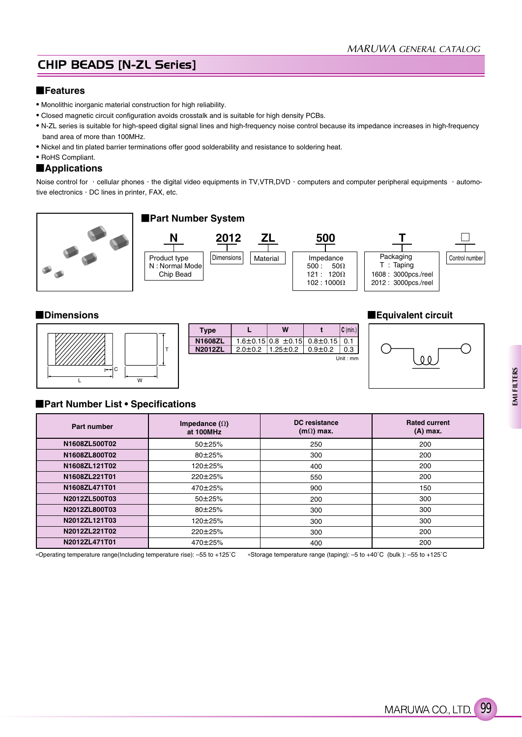# CHIP BEADS [N-ZL Series]

## Features

- Monolithic inorganic material construction for high reliability.
- Closed magnetic circuit configuration avoids crosstalk and is suitable for high density PCBs.
- N-ZL series is suitable for high-speed digital signal lines and high-frequency noise control because its impedance increases in high-frequency band area of more than 100MHz.
- Nickel and tin plated barrier terminations offer good solderability and resistance to soldering heat.
- RoHS Compliant.

## Applications

Noise control for ・cellular phones・the digital video equipments in TV,VTR,DVD・computers and computer peripheral equipments ・automotive electronics・DC lines in printer, FAX, etc.

## Part Number System

**N** **2012** **ZL** **500** **T** □

- **N**: Product type — N : Normal Mode Chip Bead
- **2012**: Dimensions
- **ZL**: Material
- **500**: Impedance — 500 : 50Ω, 121 : 120Ω, 102 : 1000Ω
- **T**: Packaging — T : Taping; 1608 : 3000pcs./reel; 2012 : 3000pcs./reel
- □: Control number

## Dimensions

| Type | L | W | t | C (min.) |
|---|---|---|---|---|
| N1608ZL | 1.6±0.15 | 0.8 ±0.15 | 0.8±0.15 | 0.1 |
| N2012ZL | 2.0±0.2 | 1.25±0.2 | 0.9±0.2 | 0.3 |

Unit : mm

## Equivalent circuit

## Part Number List • Specifications

| Part number | Impedance (Ω) at 100MHz | DC resistance (mΩ) max. | Rated current (A) max. |
|---|---|---|---|
| N1608ZL500T02 | 50±25% | 250 | 200 |
| N1608ZL800T02 | 80±25% | 300 | 200 |
| N1608ZL121T02 | 120±25% | 400 | 200 |
| N1608ZL221T01 | 220±25% | 550 | 200 |
| N1608ZL471T01 | 470±25% | 900 | 150 |
| N2012ZL500T03 | 50±25% | 200 | 300 |
| N2012ZL800T03 | 80±25% | 300 | 300 |
| N2012ZL121T03 | 120±25% | 300 | 300 |
| N2012ZL221T02 | 220±25% | 300 | 200 |
| N2012ZL471T01 | 470±25% | 400 | 200 |

*Operating temperature range(Including temperature rise): –55 to +125˚C  *Storage temperature range (taping): –5 to +40˚C (bulk ): –55 to +125˚C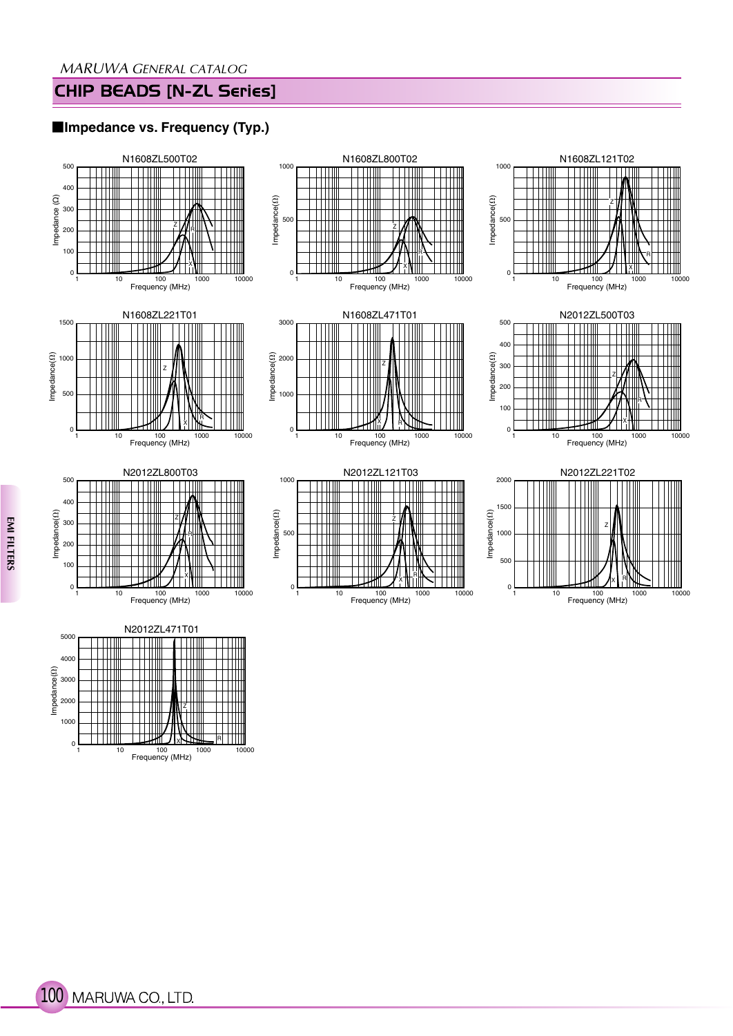## CHIP BEADS [N-ZL Series]

### ■Impedance vs. Frequency (Typ.)

N1608ZL500T02

Impedance (Ω)
500
400
300
200
100
0
1 10 100 1000 10000
Frequency (MHz)
Z R X

N1608ZL800T02

Impedance(Ω)
1000
500
0
1 10 100 1000 10000
Frequency (MHz)
Z R X

N1608ZL121T02

Impedance(Ω)
1000
500
0
1 10 100 1000 10000
Frequency (MHz)
Z R X

N1608ZL221T01

Impedance(Ω)
1500
1000
500
0
1 10 100 1000 10000
Frequency (MHz)
Z X R

N1608ZL471T01

Impedance(Ω)
3000
2000
1000
0
1 10 100 1000 10000
Frequency (MHz)
Z X R

N2012ZL500T03

Impedance(Ω)
500
400
300
200
100
0
1 10 100 1000 10000
Frequency (MHz)
Z R X

N2012ZL800T03

Impedance(Ω)
500
400
300
200
100
0
1 10 100 1000 10000
Frequency (MHz)
Z R X

N2012ZL121T03

Impedance(Ω)
1000
500
0
1 10 100 1000 10000
Frequency (MHz)
Z X R

N2012ZL221T02

Impedance(Ω)
2000
1500
1000
500
0
1 10 100 1000 10000
Frequency (MHz)
Z X R

N2012ZL471T01

Impedance(Ω)
5000
4000
3000
2000
1000
0
1 10 100 1000 10000
Frequency (MHz)
Z X R